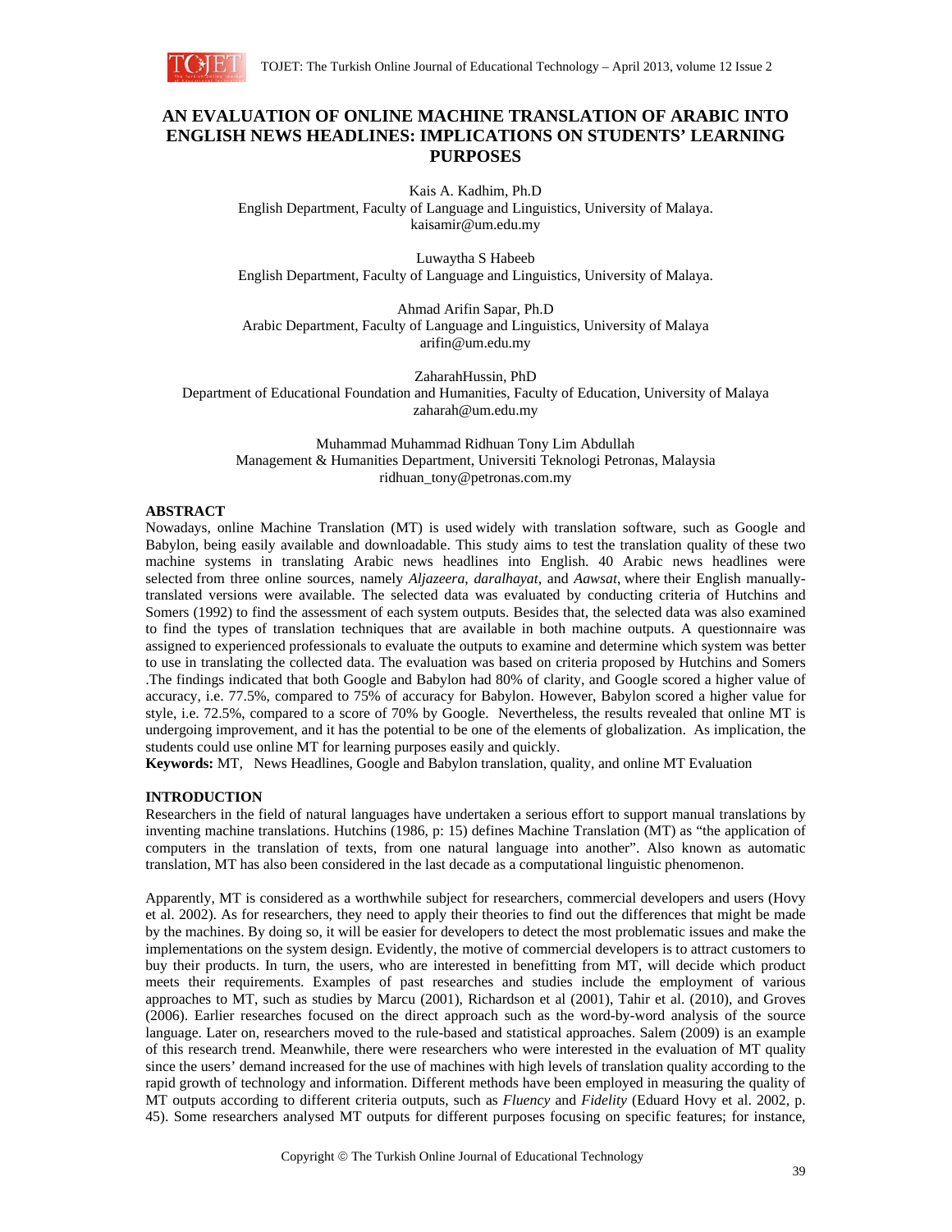# AN EVALUATION OF ONLINE MACHINE TRANSLATION OF ARABIC INTO ENGLISH NEWS HEADLINES: IMPLICATIONS ON STUDENTS' LEARNING PURPOSES

Kais A. Kadhim, Ph.D
English Department, Faculty of Language and Linguistics, University of Malaya.
kaisamir@um.edu.my

Luwaytha S Habeeb
English Department, Faculty of Language and Linguistics, University of Malaya.

Ahmad Arifin Sapar, Ph.D
Arabic Department, Faculty of Language and Linguistics, University of Malaya
arifin@um.edu.my

ZaharahHussin, PhD
Department of Educational Foundation and Humanities, Faculty of Education, University of Malaya
zaharah@um.edu.my

Muhammad Muhammad Ridhuan Tony Lim Abdullah
Management & Humanities Department, Universiti Teknologi Petronas, Malaysia
ridhuan_tony@petronas.com.my

## ABSTRACT

Nowadays, online Machine Translation (MT) is used widely with translation software, such as Google and Babylon, being easily available and downloadable. This study aims to test the translation quality of these two machine systems in translating Arabic news headlines into English. 40 Arabic news headlines were selected from three online sources, namely *Aljazeera*, *daralhayat*, and *Aawsat*, where their English manually-translated versions were available. The selected data was evaluated by conducting criteria of Hutchins and Somers (1992) to find the assessment of each system outputs. Besides that, the selected data was also examined to find the types of translation techniques that are available in both machine outputs. A questionnaire was assigned to experienced professionals to evaluate the outputs to examine and determine which system was better to use in translating the collected data. The evaluation was based on criteria proposed by Hutchins and Somers .The findings indicated that both Google and Babylon had 80% of clarity, and Google scored a higher value of accuracy, i.e. 77.5%, compared to 75% of accuracy for Babylon. However, Babylon scored a higher value for style, i.e. 72.5%, compared to a score of 70% by Google. Nevertheless, the results revealed that online MT is undergoing improvement, and it has the potential to be one of the elements of globalization. As implication, the students could use online MT for learning purposes easily and quickly.

**Keywords:** MT, News Headlines, Google and Babylon translation, quality, and online MT Evaluation

## INTRODUCTION

Researchers in the field of natural languages have undertaken a serious effort to support manual translations by inventing machine translations. Hutchins (1986, p: 15) defines Machine Translation (MT) as "the application of computers in the translation of texts, from one natural language into another". Also known as automatic translation, MT has also been considered in the last decade as a computational linguistic phenomenon.

Apparently, MT is considered as a worthwhile subject for researchers, commercial developers and users (Hovy et al. 2002). As for researchers, they need to apply their theories to find out the differences that might be made by the machines. By doing so, it will be easier for developers to detect the most problematic issues and make the implementations on the system design. Evidently, the motive of commercial developers is to attract customers to buy their products. In turn, the users, who are interested in benefitting from MT, will decide which product meets their requirements. Examples of past researches and studies include the employment of various approaches to MT, such as studies by Marcu (2001), Richardson et al (2001), Tahir et al. (2010), and Groves (2006). Earlier researches focused on the direct approach such as the word-by-word analysis of the source language. Later on, researchers moved to the rule-based and statistical approaches. Salem (2009) is an example of this research trend. Meanwhile, there were researchers who were interested in the evaluation of MT quality since the users' demand increased for the use of machines with high levels of translation quality according to the rapid growth of technology and information. Different methods have been employed in measuring the quality of MT outputs according to different criteria outputs, such as *Fluency* and *Fidelity* (Eduard Hovy et al. 2002, p. 45). Some researchers analysed MT outputs for different purposes focusing on specific features; for instance,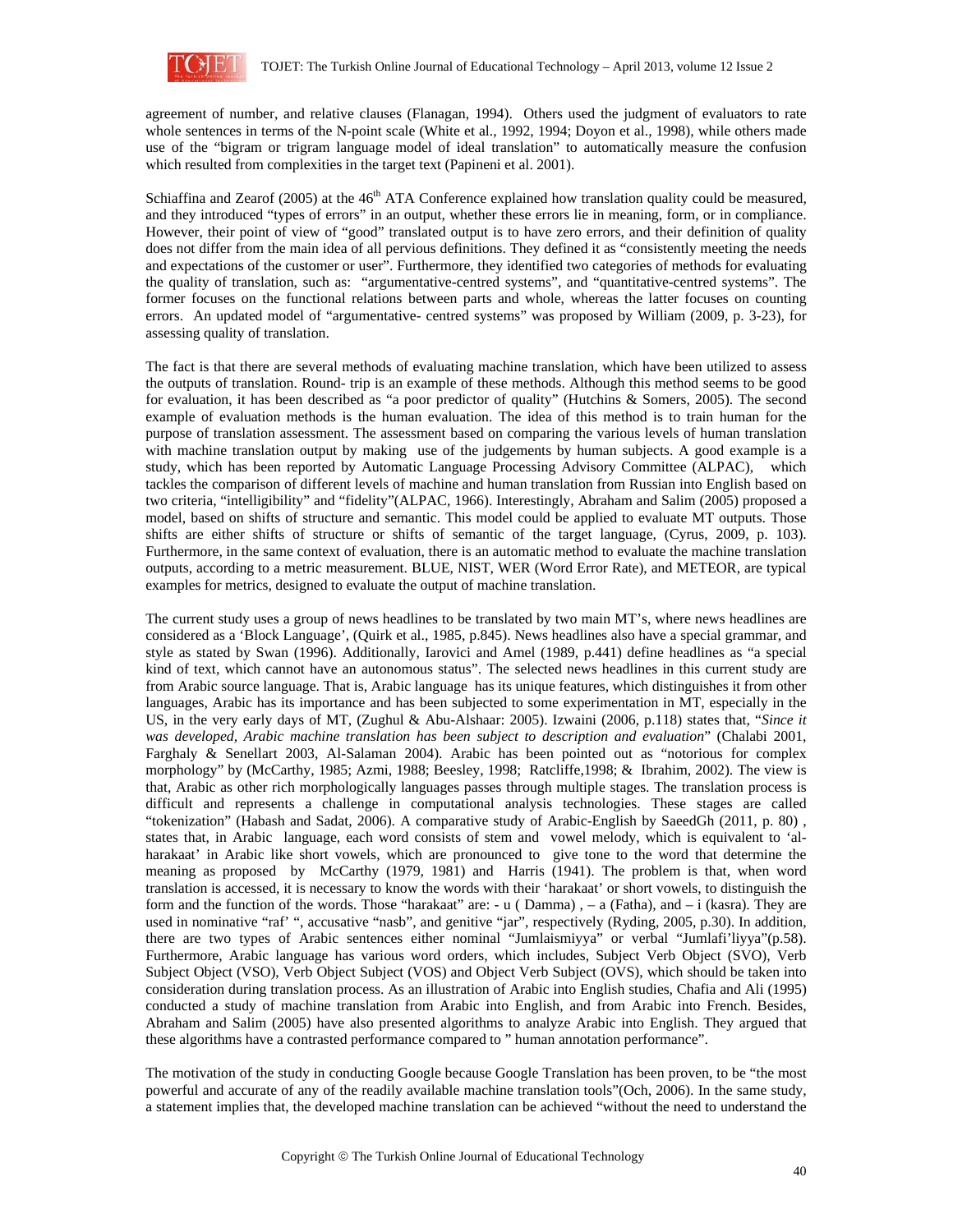agreement of number, and relative clauses (Flanagan, 1994). Others used the judgment of evaluators to rate whole sentences in terms of the N-point scale (White et al., 1992, 1994; Doyon et al., 1998), while others made use of the "bigram or trigram language model of ideal translation" to automatically measure the confusion which resulted from complexities in the target text (Papineni et al. 2001).

Schiaffina and Zearof (2005) at the 46th ATA Conference explained how translation quality could be measured, and they introduced "types of errors" in an output, whether these errors lie in meaning, form, or in compliance. However, their point of view of "good" translated output is to have zero errors, and their definition of quality does not differ from the main idea of all pervious definitions. They defined it as "consistently meeting the needs and expectations of the customer or user". Furthermore, they identified two categories of methods for evaluating the quality of translation, such as: "argumentative-centred systems", and "quantitative-centred systems". The former focuses on the functional relations between parts and whole, whereas the latter focuses on counting errors. An updated model of "argumentative- centred systems" was proposed by William (2009, p. 3-23), for assessing quality of translation.

The fact is that there are several methods of evaluating machine translation, which have been utilized to assess the outputs of translation. Round- trip is an example of these methods. Although this method seems to be good for evaluation, it has been described as "a poor predictor of quality" (Hutchins & Somers, 2005). The second example of evaluation methods is the human evaluation. The idea of this method is to train human for the purpose of translation assessment. The assessment based on comparing the various levels of human translation with machine translation output by making use of the judgements by human subjects. A good example is a study, which has been reported by Automatic Language Processing Advisory Committee (ALPAC), which tackles the comparison of different levels of machine and human translation from Russian into English based on two criteria, "intelligibility" and "fidelity"(ALPAC, 1966). Interestingly, Abraham and Salim (2005) proposed a model, based on shifts of structure and semantic. This model could be applied to evaluate MT outputs. Those shifts are either shifts of structure or shifts of semantic of the target language, (Cyrus, 2009, p. 103). Furthermore, in the same context of evaluation, there is an automatic method to evaluate the machine translation outputs, according to a metric measurement. BLUE, NIST, WER (Word Error Rate), and METEOR, are typical examples for metrics, designed to evaluate the output of machine translation.

The current study uses a group of news headlines to be translated by two main MT's, where news headlines are considered as a 'Block Language', (Quirk et al., 1985, p.845). News headlines also have a special grammar, and style as stated by Swan (1996). Additionally, Iarovici and Amel (1989, p.441) define headlines as "a special kind of text, which cannot have an autonomous status". The selected news headlines in this current study are from Arabic source language. That is, Arabic language has its unique features, which distinguishes it from other languages, Arabic has its importance and has been subjected to some experimentation in MT, especially in the US, in the very early days of MT, (Zughul & Abu-Alshaar: 2005). Izwaini (2006, p.118) states that, "*Since it was developed, Arabic machine translation has been subject to description and evaluation*" (Chalabi 2001, Farghaly & Senellart 2003, Al-Salaman 2004). Arabic has been pointed out as "notorious for complex morphology" by (McCarthy, 1985; Azmi, 1988; Beesley, 1998; Ratcliffe,1998; & Ibrahim, 2002). The view is that, Arabic as other rich morphologically languages passes through multiple stages. The translation process is difficult and represents a challenge in computational analysis technologies. These stages are called "tokenization" (Habash and Sadat, 2006). A comparative study of Arabic-English by SaeedGh (2011, p. 80) , states that, in Arabic language, each word consists of stem and vowel melody, which is equivalent to 'al-harakaat' in Arabic like short vowels, which are pronounced to give tone to the word that determine the meaning as proposed by McCarthy (1979, 1981) and Harris (1941). The problem is that, when word translation is accessed, it is necessary to know the words with their 'harakaat' or short vowels, to distinguish the form and the function of the words. Those "harakaat" are: - u ( Damma) , – a (Fatha), and – i (kasra). They are used in nominative "raf' ", accusative "nasb", and genitive "jar", respectively (Ryding, 2005, p.30). In addition, there are two types of Arabic sentences either nominal "Jumlaismiyya" or verbal "Jumlafi'liyya"(p.58). Furthermore, Arabic language has various word orders, which includes, Subject Verb Object (SVO), Verb Subject Object (VSO), Verb Object Subject (VOS) and Object Verb Subject (OVS), which should be taken into consideration during translation process. As an illustration of Arabic into English studies, Chafia and Ali (1995) conducted a study of machine translation from Arabic into English, and from Arabic into French. Besides, Abraham and Salim (2005) have also presented algorithms to analyze Arabic into English. They argued that these algorithms have a contrasted performance compared to " human annotation performance".

The motivation of the study in conducting Google because Google Translation has been proven, to be "the most powerful and accurate of any of the readily available machine translation tools"(Och, 2006). In the same study, a statement implies that, the developed machine translation can be achieved "without the need to understand the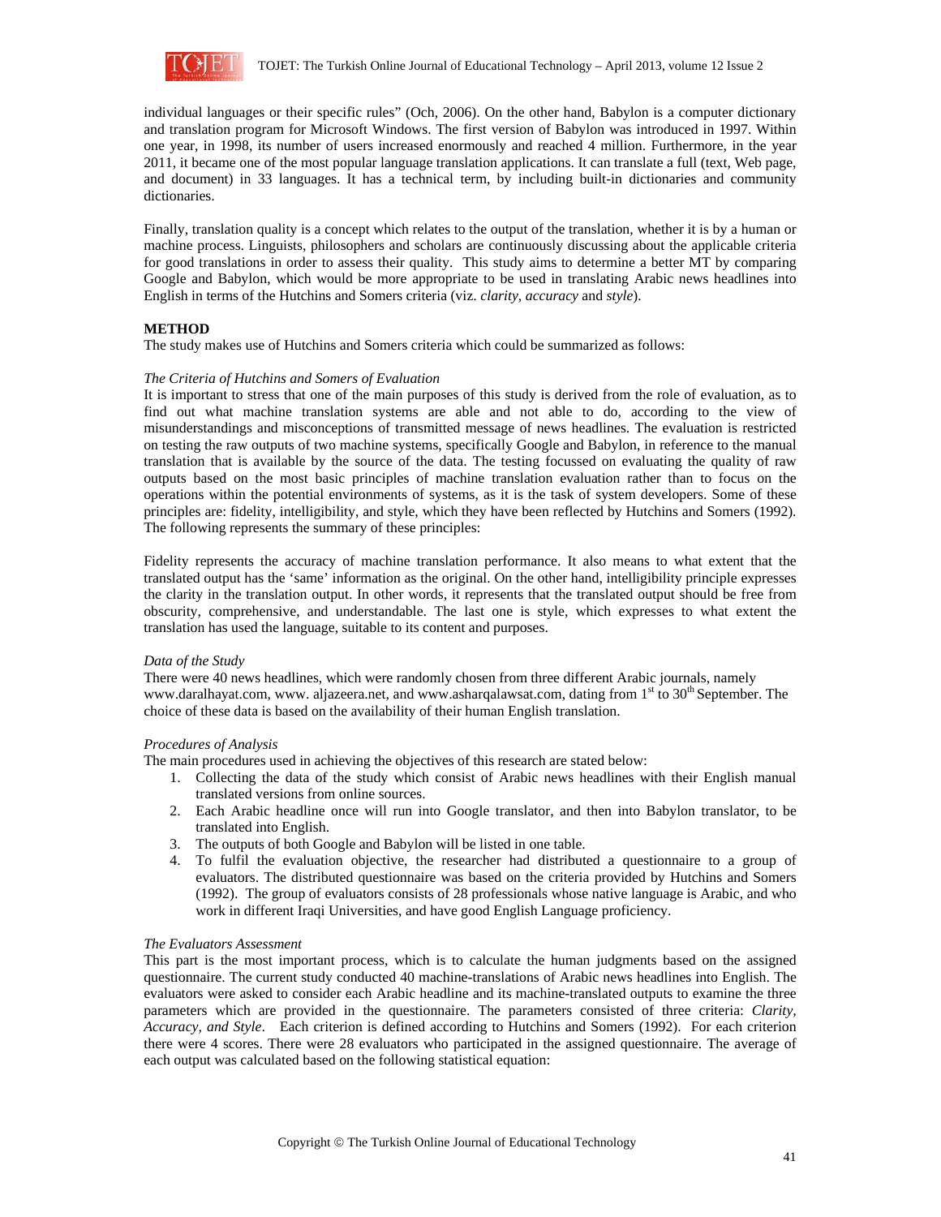individual languages or their specific rules" (Och, 2006). On the other hand, Babylon is a computer dictionary and translation program for Microsoft Windows. The first version of Babylon was introduced in 1997. Within one year, in 1998, its number of users increased enormously and reached 4 million. Furthermore, in the year 2011, it became one of the most popular language translation applications. It can translate a full (text, Web page, and document) in 33 languages. It has a technical term, by including built-in dictionaries and community dictionaries.

Finally, translation quality is a concept which relates to the output of the translation, whether it is by a human or machine process. Linguists, philosophers and scholars are continuously discussing about the applicable criteria for good translations in order to assess their quality. This study aims to determine a better MT by comparing Google and Babylon, which would be more appropriate to be used in translating Arabic news headlines into English in terms of the Hutchins and Somers criteria (viz. *clarity*, *accuracy* and *style*).

## METHOD

The study makes use of Hutchins and Somers criteria which could be summarized as follows:

### *The Criteria of Hutchins and Somers of Evaluation*

It is important to stress that one of the main purposes of this study is derived from the role of evaluation, as to find out what machine translation systems are able and not able to do, according to the view of misunderstandings and misconceptions of transmitted message of news headlines. The evaluation is restricted on testing the raw outputs of two machine systems, specifically Google and Babylon, in reference to the manual translation that is available by the source of the data. The testing focussed on evaluating the quality of raw outputs based on the most basic principles of machine translation evaluation rather than to focus on the operations within the potential environments of systems, as it is the task of system developers. Some of these principles are: fidelity, intelligibility, and style, which they have been reflected by Hutchins and Somers (1992). The following represents the summary of these principles:

Fidelity represents the accuracy of machine translation performance. It also means to what extent that the translated output has the 'same' information as the original. On the other hand, intelligibility principle expresses the clarity in the translation output. In other words, it represents that the translated output should be free from obscurity, comprehensive, and understandable. The last one is style, which expresses to what extent the translation has used the language, suitable to its content and purposes.

### *Data of the Study*

There were 40 news headlines, which were randomly chosen from three different Arabic journals, namely www.daralhayat.com, www. aljazeera.net, and www.asharqalawsat.com, dating from 1st to 30th September. The choice of these data is based on the availability of their human English translation.

### *Procedures of Analysis*

The main procedures used in achieving the objectives of this research are stated below:

1. Collecting the data of the study which consist of Arabic news headlines with their English manual translated versions from online sources.
2. Each Arabic headline once will run into Google translator, and then into Babylon translator, to be translated into English.
3. The outputs of both Google and Babylon will be listed in one table.
4. To fulfil the evaluation objective, the researcher had distributed a questionnaire to a group of evaluators. The distributed questionnaire was based on the criteria provided by Hutchins and Somers (1992). The group of evaluators consists of 28 professionals whose native language is Arabic, and who work in different Iraqi Universities, and have good English Language proficiency.

### *The Evaluators Assessment*

This part is the most important process, which is to calculate the human judgments based on the assigned questionnaire. The current study conducted 40 machine-translations of Arabic news headlines into English. The evaluators were asked to consider each Arabic headline and its machine-translated outputs to examine the three parameters which are provided in the questionnaire. The parameters consisted of three criteria: *Clarity, Accuracy, and Style*. Each criterion is defined according to Hutchins and Somers (1992). For each criterion there were 4 scores. There were 28 evaluators who participated in the assigned questionnaire. The average of each output was calculated based on the following statistical equation: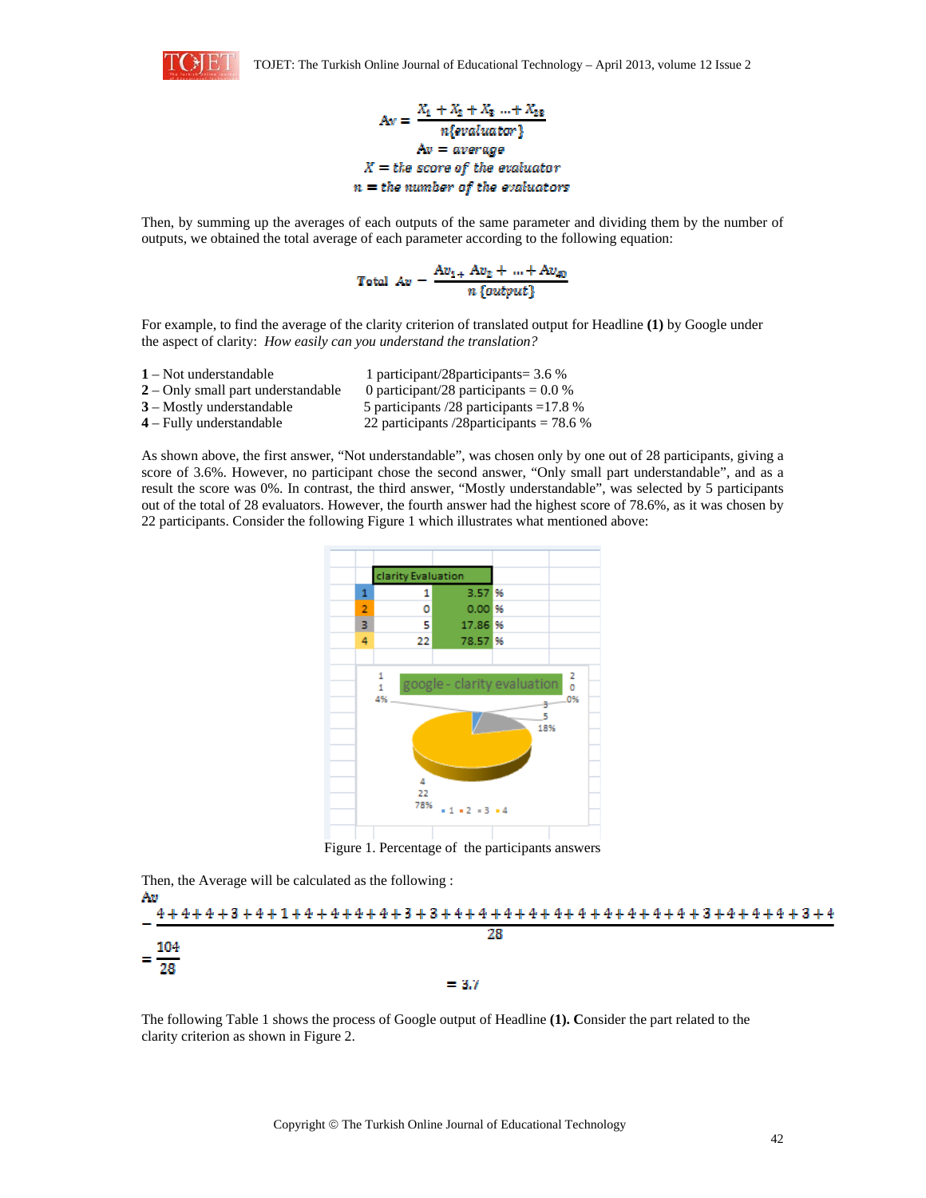$$Av = \frac{X_1 + X_2 + X_3 \ldots + X_{28}}{n\{evaluator\}}$$

$$Av = average$$

$$X = the\ score\ of\ the\ evaluator$$

$$n = the\ number\ of\ the\ evaluators$$

Then, by summing up the averages of each outputs of the same parameter and dividing them by the number of outputs, we obtained the total average of each parameter according to the following equation:

$$Total\ Av = \frac{Av_1 + Av_2 + \ldots + Av_{40}}{n\ \{output\}}$$

For example, to find the average of the clarity criterion of translated output for Headline **(1)** by Google under the aspect of clarity: *How easily can you understand the translation?*

| | |
|---|---|
| **1** – Not understandable | 1 participant/28participants= 3.6 % |
| **2** – Only small part understandable | 0 participant/28 participants = 0.0 % |
| **3** – Mostly understandable | 5 participants /28 participants =17.8 % |
| **4** – Fully understandable | 22 participants /28participants = 78.6 % |

As shown above, the first answer, “Not understandable”, was chosen only by one out of 28 participants, giving a score of 3.6%. However, no participant chose the second answer, “Only small part understandable”, and as a result the score was 0%. In contrast, the third answer, “Mostly understandable”, was selected by 5 participants out of the total of 28 evaluators. However, the fourth answer had the highest score of 78.6%, as it was chosen by 22 participants. Consider the following Figure 1 which illustrates what mentioned above:

| clarity Evaluation | | | |
|---|---|---|---|
| 1 | 1 | 3.57 | % |
| 2 | 0 | 0.00 | % |
| 3 | 5 | 17.86 | % |
| 4 | 22 | 78.57 | % |

Figure 1. Percentage of the participants answers

Then, the Average will be calculated as the following :

$$Av = \frac{4+4+4+4+3+4+4+1+4+4+4+4+4+4+3+3+4+4+4+4+4+4+4+4+4+4+4+4+4+4+4+3+4+4+4+4+3+4}{28}$$

$$= \frac{104}{28}$$

$$= 3.7$$

The following Table 1 shows the process of Google output of Headline **(1). C**onsider the part related to the clarity criterion as shown in Figure 2.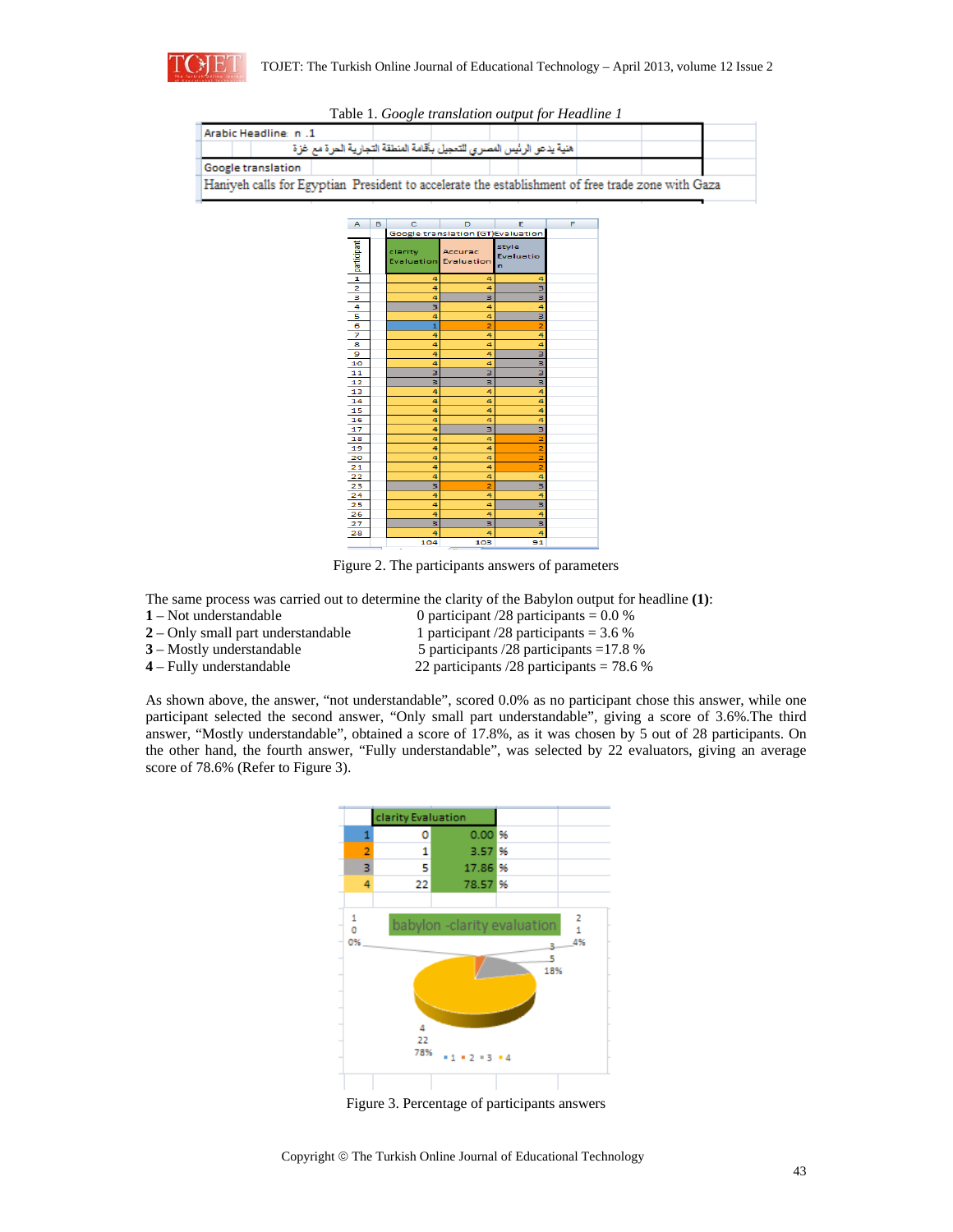Table 1. *Google translation output for Headline 1*

| Arabic Headline n .1 |
|---|
| هنية يدعو الرئيس المصري للتعجيل بأقامة المنطقة التجارية الحرة مع غزة |
| Google translation |
| Haniyeh calls for Egyptian President to accelerate the establishment of free trade zone with Gaza |

| participant | clarity Evaluation | Accuracy Evaluation | style Evaluation |
|---|---|---|---|
| 1 | 4 | 4 | 4 |
| 2 | 4 | 4 | 3 |
| 3 | 4 | 3 | 3 |
| 4 | 3 | 4 | 4 |
| 5 | 4 | 4 | 3 |
| 6 | 1 | 2 | 2 |
| 7 | 4 | 4 | 4 |
| 8 | 4 | 4 | 4 |
| 9 | 4 | 4 | 3 |
| 10 | 4 | 4 | 3 |
| 11 | 3 | 3 | 3 |
| 12 | 3 | 3 | 3 |
| 13 | 4 | 4 | 4 |
| 14 | 4 | 4 | 4 |
| 15 | 4 | 4 | 4 |
| 16 | 4 | 4 | 4 |
| 17 | 4 | 3 | 3 |
| 18 | 4 | 4 | 2 |
| 19 | 4 | 4 | 2 |
| 20 | 4 | 4 | 2 |
| 21 | 4 | 4 | 2 |
| 22 | 4 | 4 | 4 |
| 23 | 3 | 2 | 3 |
| 24 | 4 | 4 | 4 |
| 25 | 4 | 4 | 3 |
| 26 | 4 | 4 | 4 |
| 27 | 3 | 3 | 3 |
| 28 | 4 | 4 | 4 |
| | 104 | 103 | 91 |

Figure 2. The participants answers of parameters

The same process was carried out to determine the clarity of the Babylon output for headline **(1)**:

**1** – Not understandable 0 participant /28 participants = 0.0 %
**2** – Only small part understandable 1 participant /28 participants = 3.6 %
**3** – Mostly understandable 5 participants /28 participants =17.8 %
**4** – Fully understandable 22 participants /28 participants = 78.6 %

As shown above, the answer, "not understandable", scored 0.0% as no participant chose this answer, while one participant selected the second answer, "Only small part understandable", giving a score of 3.6%.The third answer, "Mostly understandable", obtained a score of 17.8%, as it was chosen by 5 out of 28 participants. On the other hand, the fourth answer, "Fully understandable", was selected by 22 evaluators, giving an average score of 78.6% (Refer to Figure 3).

| | clarity Evaluation | | |
|---|---|---|---|
| 1 | 0 | 0.00 | % |
| 2 | 1 | 3.57 | % |
| 3 | 5 | 17.86 | % |
| 4 | 22 | 78.57 | % |

Figure 3. Percentage of participants answers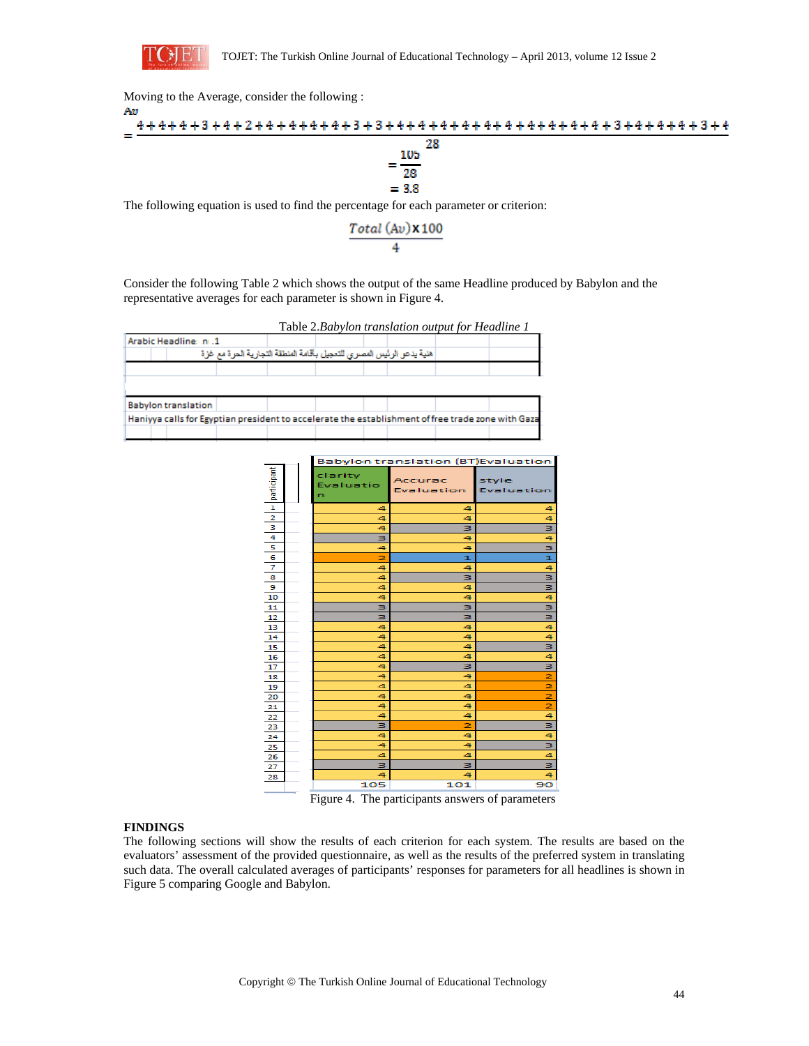Moving to the Average, consider the following :

$$Av = \frac{4+4+4+4+3+4+4+2+4+4+4+4+4+4+4+3+3+4+4+4+4+4+4+4+4+4+4+4+4+4+4+4+3+4+4+4+4+4+3+4+4}{28}$$

$$= \frac{105}{28}$$

$$= 3.8$$

The following equation is used to find the percentage for each parameter or criterion:

$$\frac{Total\ (Av) \times 100}{4}$$

Consider the following Table 2 which shows the output of the same Headline produced by Babylon and the representative averages for each parameter is shown in Figure 4.

Table 2.*Babylon translation output for Headline 1*

| Arabic Headline n .1 |
|---|
| هنية يدعو الرئيس المصري للتعجيل بإقامة المنطقة التجارية الحرة مع غزة |
| Babylon translation |
| Haniyya calls for Egyptian president to accelerate the establishment of free trade zone with Gaza |

| participant | Babylon translation (BT)Evaluation | | |
|---|---|---|---|
| | clarity Evaluation | Accurac Evaluation | style Evaluation |
| 1 | 4 | 4 | 4 |
| 2 | 4 | 4 | 4 |
| 3 | 4 | 3 | 3 |
| 4 | 3 | 4 | 4 |
| 5 | 4 | 4 | 3 |
| 6 | 2 | 1 | 1 |
| 7 | 4 | 4 | 4 |
| 8 | 4 | 3 | 3 |
| 9 | 4 | 4 | 3 |
| 10 | 4 | 4 | 4 |
| 11 | 3 | 3 | 3 |
| 12 | 3 | 3 | 3 |
| 13 | 4 | 4 | 4 |
| 14 | 4 | 4 | 4 |
| 15 | 4 | 4 | 3 |
| 16 | 4 | 4 | 4 |
| 17 | 4 | 3 | 3 |
| 18 | 4 | 4 | 2 |
| 19 | 4 | 4 | 2 |
| 20 | 4 | 4 | 2 |
| 21 | 4 | 4 | 2 |
| 22 | 4 | 4 | 4 |
| 23 | 3 | 2 | 3 |
| 24 | 4 | 4 | 4 |
| 25 | 4 | 4 | 3 |
| 26 | 4 | 4 | 4 |
| 27 | 3 | 3 | 3 |
| 28 | 4 | 4 | 4 |
| | 105 | 101 | 90 |

Figure 4. The participants answers of parameters

**FINDINGS**

The following sections will show the results of each criterion for each system. The results are based on the evaluators' assessment of the provided questionnaire, as well as the results of the preferred system in translating such data. The overall calculated averages of participants' responses for parameters for all headlines is shown in Figure 5 comparing Google and Babylon.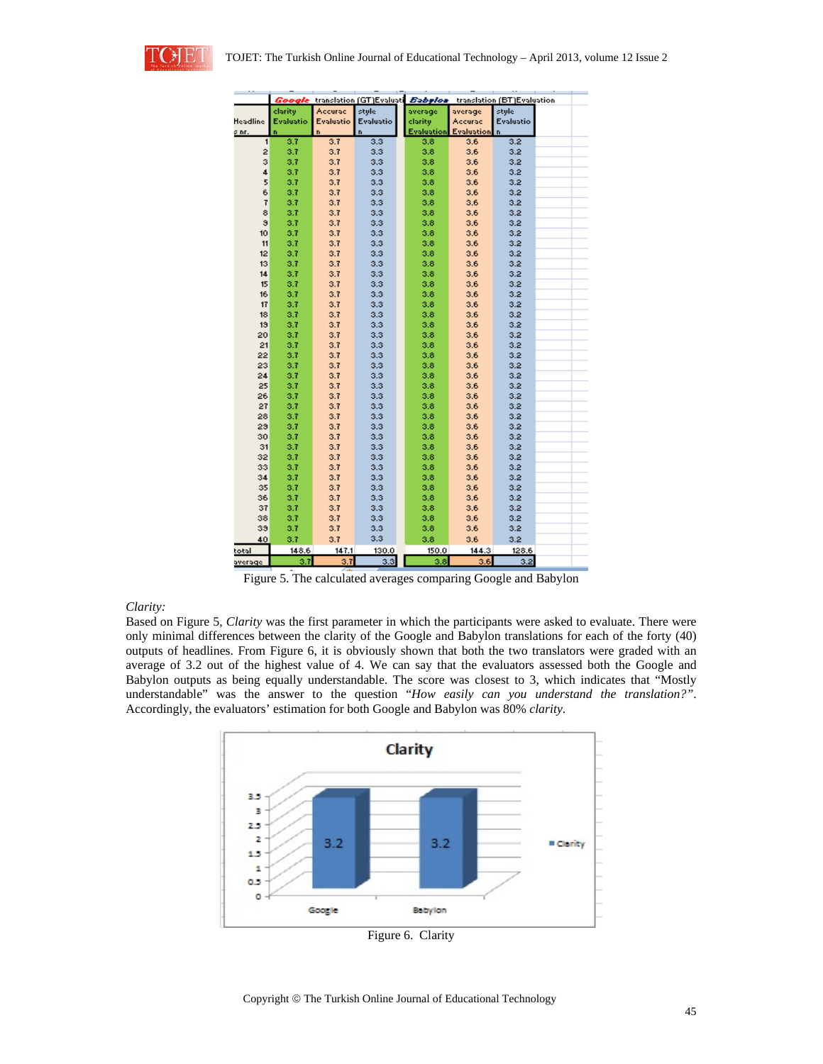| Headline s nr. | Google translation (GT) Evaluation clarity Evaluation | Accuracy Evaluation | style Evaluation | Babylon translation (BT) Evaluation average clarity Evaluation | average Accuracy Evaluation | style Evaluation |
|---|---|---|---|---|---|---|
| 1 | 3.7 | 3.7 | 3.3 | 3.8 | 3.6 | 3.2 |
| 2 | 3.7 | 3.7 | 3.3 | 3.8 | 3.6 | 3.2 |
| 3 | 3.7 | 3.7 | 3.3 | 3.8 | 3.6 | 3.2 |
| 4 | 3.7 | 3.7 | 3.3 | 3.8 | 3.6 | 3.2 |
| 5 | 3.7 | 3.7 | 3.3 | 3.8 | 3.6 | 3.2 |
| 6 | 3.7 | 3.7 | 3.3 | 3.8 | 3.6 | 3.2 |
| 7 | 3.7 | 3.7 | 3.3 | 3.8 | 3.6 | 3.2 |
| 8 | 3.7 | 3.7 | 3.3 | 3.8 | 3.6 | 3.2 |
| 9 | 3.7 | 3.7 | 3.3 | 3.8 | 3.6 | 3.2 |
| 10 | 3.7 | 3.7 | 3.3 | 3.8 | 3.6 | 3.2 |
| 11 | 3.7 | 3.7 | 3.3 | 3.8 | 3.6 | 3.2 |
| 12 | 3.7 | 3.7 | 3.3 | 3.8 | 3.6 | 3.2 |
| 13 | 3.7 | 3.7 | 3.3 | 3.8 | 3.6 | 3.2 |
| 14 | 3.7 | 3.7 | 3.3 | 3.8 | 3.6 | 3.2 |
| 15 | 3.7 | 3.7 | 3.3 | 3.8 | 3.6 | 3.2 |
| 16 | 3.7 | 3.7 | 3.3 | 3.8 | 3.6 | 3.2 |
| 17 | 3.7 | 3.7 | 3.3 | 3.8 | 3.6 | 3.2 |
| 18 | 3.7 | 3.7 | 3.3 | 3.8 | 3.6 | 3.2 |
| 19 | 3.7 | 3.7 | 3.3 | 3.8 | 3.6 | 3.2 |
| 20 | 3.7 | 3.7 | 3.3 | 3.8 | 3.6 | 3.2 |
| 21 | 3.7 | 3.7 | 3.3 | 3.8 | 3.6 | 3.2 |
| 22 | 3.7 | 3.7 | 3.3 | 3.8 | 3.6 | 3.2 |
| 23 | 3.7 | 3.7 | 3.3 | 3.8 | 3.6 | 3.2 |
| 24 | 3.7 | 3.7 | 3.3 | 3.8 | 3.6 | 3.2 |
| 25 | 3.7 | 3.7 | 3.3 | 3.8 | 3.6 | 3.2 |
| 26 | 3.7 | 3.7 | 3.3 | 3.8 | 3.6 | 3.2 |
| 27 | 3.7 | 3.7 | 3.3 | 3.8 | 3.6 | 3.2 |
| 28 | 3.7 | 3.7 | 3.3 | 3.8 | 3.6 | 3.2 |
| 29 | 3.7 | 3.7 | 3.3 | 3.8 | 3.6 | 3.2 |
| 30 | 3.7 | 3.7 | 3.3 | 3.8 | 3.6 | 3.2 |
| 31 | 3.7 | 3.7 | 3.3 | 3.8 | 3.6 | 3.2 |
| 32 | 3.7 | 3.7 | 3.3 | 3.8 | 3.6 | 3.2 |
| 33 | 3.7 | 3.7 | 3.3 | 3.8 | 3.6 | 3.2 |
| 34 | 3.7 | 3.7 | 3.3 | 3.8 | 3.6 | 3.2 |
| 35 | 3.7 | 3.7 | 3.3 | 3.8 | 3.6 | 3.2 |
| 36 | 3.7 | 3.7 | 3.3 | 3.8 | 3.6 | 3.2 |
| 37 | 3.7 | 3.7 | 3.3 | 3.8 | 3.6 | 3.2 |
| 38 | 3.7 | 3.7 | 3.3 | 3.8 | 3.6 | 3.2 |
| 39 | 3.7 | 3.7 | 3.3 | 3.8 | 3.6 | 3.2 |
| 40 | 3.7 | 3.7 | 3.3 | 3.8 | 3.6 | 3.2 |
| total | 148.6 | 147.1 | 130.0 | 150.0 | 144.3 | 128.6 |
| average | 3.7 | 3.7 | 3.3 | 3.8 | 3.6 | 3.2 |

Figure 5. The calculated averages comparing Google and Babylon

*Clarity:*

Based on Figure 5, *Clarity* was the first parameter in which the participants were asked to evaluate. There were only minimal differences between the clarity of the Google and Babylon translations for each of the forty (40) outputs of headlines. From Figure 6, it is obviously shown that both the two translators were graded with an average of 3.2 out of the highest value of 4. We can say that the evaluators assessed both the Google and Babylon outputs as being equally understandable. The score was closest to 3, which indicates that "Mostly understandable" was the answer to the question *"How easily can you understand the translation?"*. Accordingly, the evaluators' estimation for both Google and Babylon was 80% *clarity*.

Figure 6. Clarity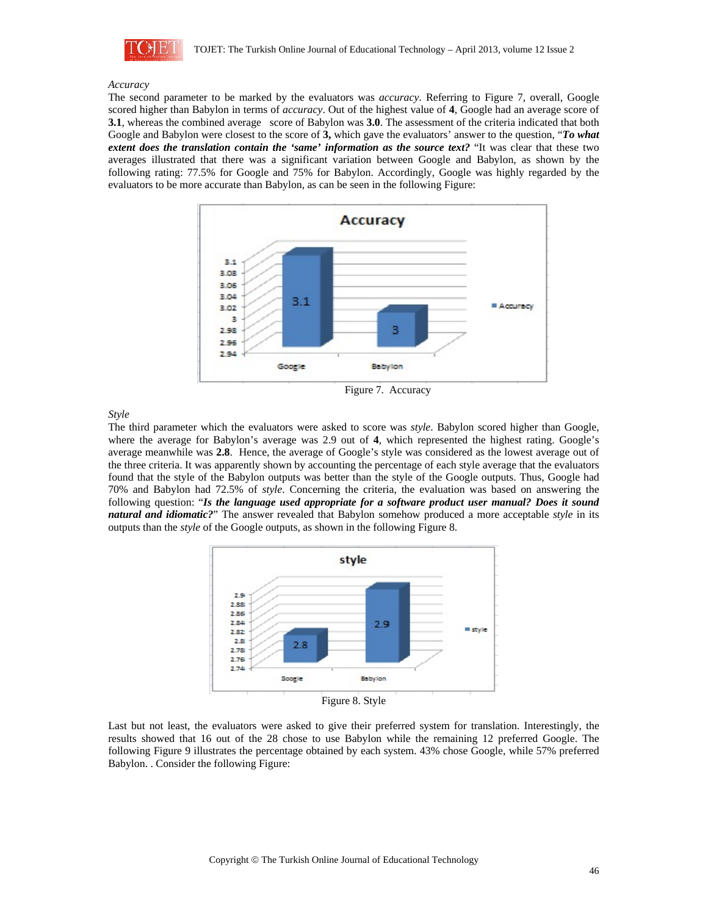*Accuracy*

The second parameter to be marked by the evaluators was *accuracy*. Referring to Figure 7, overall, Google scored higher than Babylon in terms of *accuracy*. Out of the highest value of **4**, Google had an average score of **3.1**, whereas the combined average score of Babylon was **3.0**. The assessment of the criteria indicated that both Google and Babylon were closest to the score of **3,** which gave the evaluators' answer to the question, "***To what extent does the translation contain the 'same' information as the source text?*** "It was clear that these two averages illustrated that there was a significant variation between Google and Babylon, as shown by the following rating: 77.5% for Google and 75% for Babylon. Accordingly, Google was highly regarded by the evaluators to be more accurate than Babylon, as can be seen in the following Figure:

Figure 7. Accuracy

*Style*

The third parameter which the evaluators were asked to score was *style*. Babylon scored higher than Google, where the average for Babylon's average was 2.9 out of **4**, which represented the highest rating. Google's average meanwhile was **2.8**. Hence, the average of Google's style was considered as the lowest average out of the three criteria. It was apparently shown by accounting the percentage of each style average that the evaluators found that the style of the Babylon outputs was better than the style of the Google outputs. Thus, Google had 70% and Babylon had 72.5% of *style*. Concerning the criteria, the evaluation was based on answering the following question: "***Is the language used appropriate for a software product user manual? Does it sound natural and idiomatic?***" The answer revealed that Babylon somehow produced a more acceptable *style* in its outputs than the *style* of the Google outputs, as shown in the following Figure 8.

Figure 8. Style

Last but not least, the evaluators were asked to give their preferred system for translation. Interestingly, the results showed that 16 out of the 28 chose to use Babylon while the remaining 12 preferred Google. The following Figure 9 illustrates the percentage obtained by each system. 43% chose Google, while 57% preferred Babylon. . Consider the following Figure: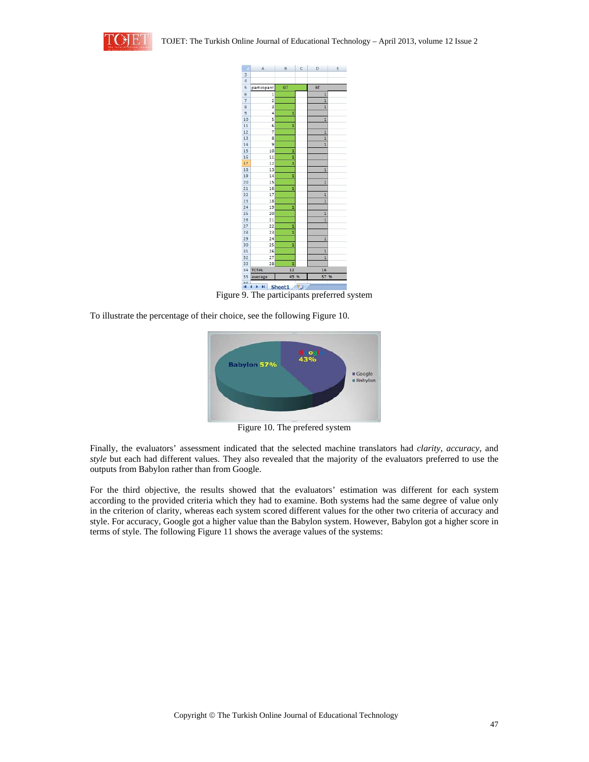| participant | GT | BT |
|---|---|---|
| 1 | | 1 |
| 2 | | 1 |
| 3 | | 1 |
| 4 | 1 | |
| 5 | | 1 |
| 6 | 1 | |
| 7 | | 1 |
| 8 | | 1 |
| 9 | | 1 |
| 10 | 1 | |
| 11 | 1 | |
| 12 | 1 | |
| 13 | | 1 |
| 14 | 1 | |
| 15 | | 1 |
| 16 | 1 | |
| 17 | | 1 |
| 18 | | 1 |
| 19 | 1 | |
| 20 | | 1 |
| 21 | | 1 |
| 22 | 1 | |
| 23 | 1 | |
| 24 | | 1 |
| 25 | 1 | |
| 26 | | 1 |
| 27 | | 1 |
| 28 | 1 | |
| TOTAL | 12 | 16 |
| average | 43 % | 57 % |

Figure 9. The participants preferred system

To illustrate the percentage of their choice, see the following Figure 10.

Figure 10. The prefered system

Finally, the evaluators' assessment indicated that the selected machine translators had *clarity, accuracy*, and *style* but each had different values. They also revealed that the majority of the evaluators preferred to use the outputs from Babylon rather than from Google.

For the third objective, the results showed that the evaluators' estimation was different for each system according to the provided criteria which they had to examine. Both systems had the same degree of value only in the criterion of clarity, whereas each system scored different values for the other two criteria of accuracy and style. For accuracy, Google got a higher value than the Babylon system. However, Babylon got a higher score in terms of style. The following Figure 11 shows the average values of the systems: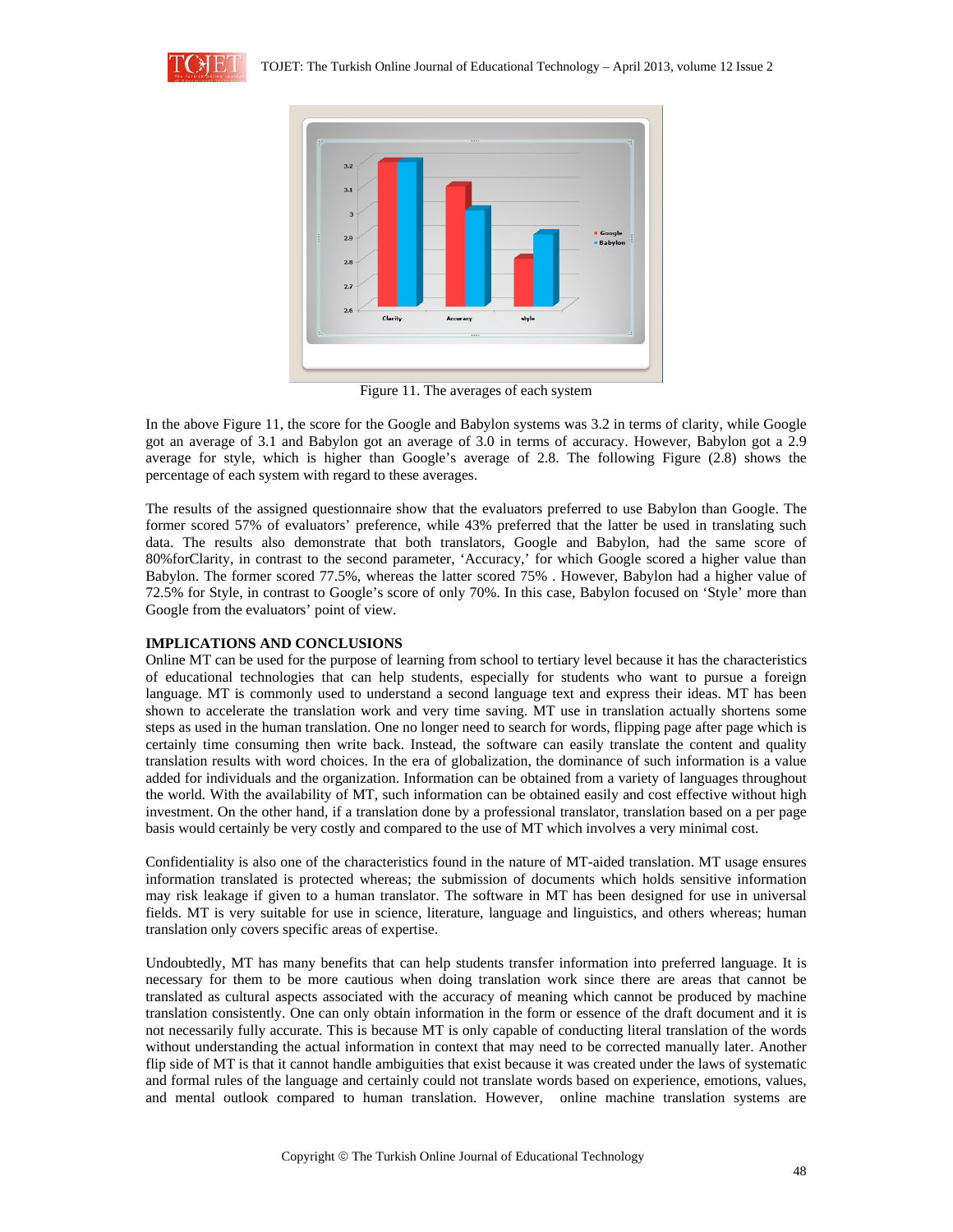Figure 11. The averages of each system

In the above Figure 11, the score for the Google and Babylon systems was 3.2 in terms of clarity, while Google got an average of 3.1 and Babylon got an average of 3.0 in terms of accuracy. However, Babylon got a 2.9 average for style, which is higher than Google's average of 2.8. The following Figure (2.8) shows the percentage of each system with regard to these averages.

The results of the assigned questionnaire show that the evaluators preferred to use Babylon than Google. The former scored 57% of evaluators' preference, while 43% preferred that the latter be used in translating such data. The results also demonstrate that both translators, Google and Babylon, had the same score of 80%forClarity, in contrast to the second parameter, 'Accuracy,' for which Google scored a higher value than Babylon. The former scored 77.5%, whereas the latter scored 75% . However, Babylon had a higher value of 72.5% for Style, in contrast to Google's score of only 70%. In this case, Babylon focused on 'Style' more than Google from the evaluators' point of view.

**IMPLICATIONS AND CONCLUSIONS**

Online MT can be used for the purpose of learning from school to tertiary level because it has the characteristics of educational technologies that can help students, especially for students who want to pursue a foreign language. MT is commonly used to understand a second language text and express their ideas. MT has been shown to accelerate the translation work and very time saving. MT use in translation actually shortens some steps as used in the human translation. One no longer need to search for words, flipping page after page which is certainly time consuming then write back. Instead, the software can easily translate the content and quality translation results with word choices. In the era of globalization, the dominance of such information is a value added for individuals and the organization. Information can be obtained from a variety of languages throughout the world. With the availability of MT, such information can be obtained easily and cost effective without high investment. On the other hand, if a translation done by a professional translator, translation based on a per page basis would certainly be very costly and compared to the use of MT which involves a very minimal cost.

Confidentiality is also one of the characteristics found in the nature of MT-aided translation. MT usage ensures information translated is protected whereas; the submission of documents which holds sensitive information may risk leakage if given to a human translator. The software in MT has been designed for use in universal fields. MT is very suitable for use in science, literature, language and linguistics, and others whereas; human translation only covers specific areas of expertise.

Undoubtedly, MT has many benefits that can help students transfer information into preferred language. It is necessary for them to be more cautious when doing translation work since there are areas that cannot be translated as cultural aspects associated with the accuracy of meaning which cannot be produced by machine translation consistently. One can only obtain information in the form or essence of the draft document and it is not necessarily fully accurate. This is because MT is only capable of conducting literal translation of the words without understanding the actual information in context that may need to be corrected manually later. Another flip side of MT is that it cannot handle ambiguities that exist because it was created under the laws of systematic and formal rules of the language and certainly could not translate words based on experience, emotions, values, and mental outlook compared to human translation. However, online machine translation systems are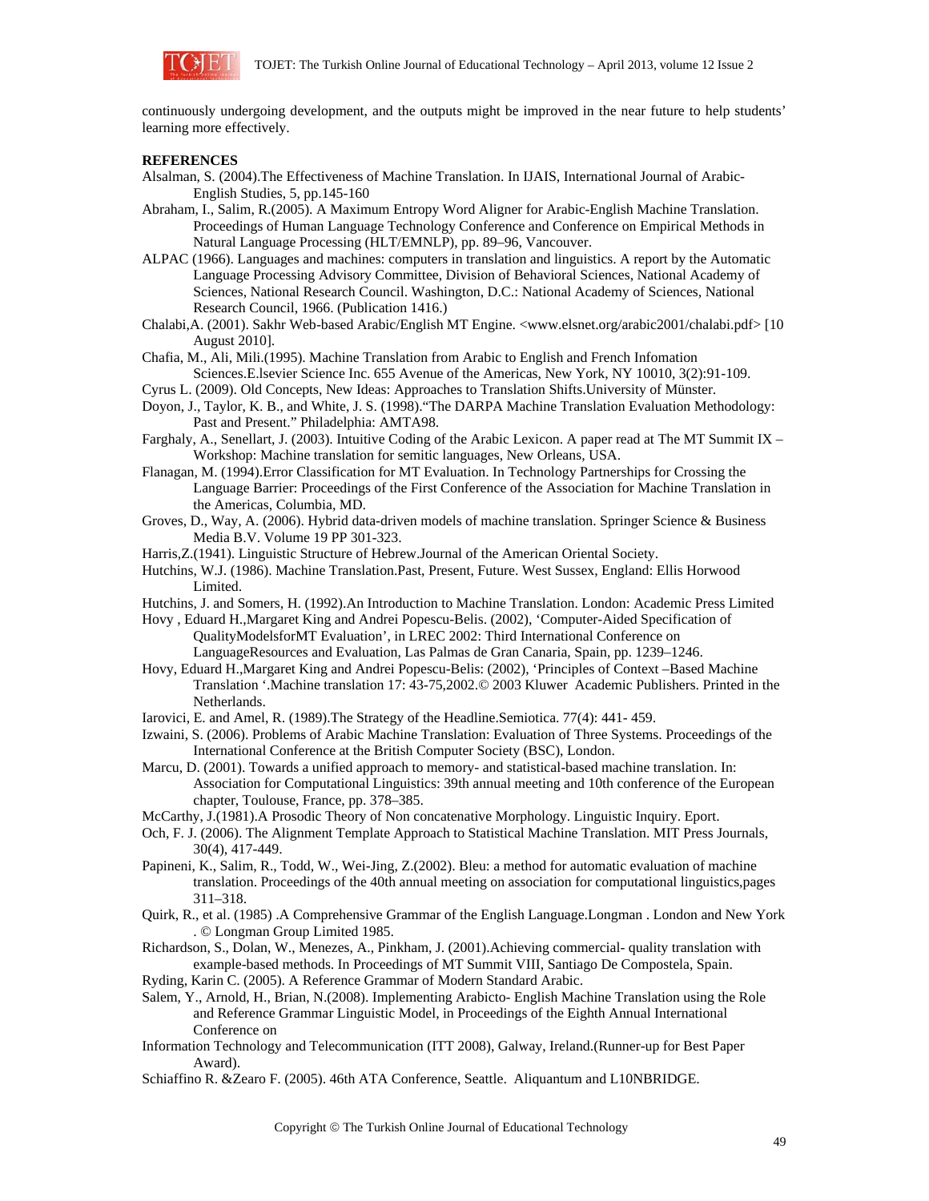continuously undergoing development, and the outputs might be improved in the near future to help students' learning more effectively.

**REFERENCES**

Alsalman, S. (2004).The Effectiveness of Machine Translation. In IJAIS, International Journal of Arabic-English Studies, 5, pp.145-160

Abraham, I., Salim, R.(2005). A Maximum Entropy Word Aligner for Arabic-English Machine Translation. Proceedings of Human Language Technology Conference and Conference on Empirical Methods in Natural Language Processing (HLT/EMNLP), pp. 89–96, Vancouver.

ALPAC (1966). Languages and machines: computers in translation and linguistics. A report by the Automatic Language Processing Advisory Committee, Division of Behavioral Sciences, National Academy of Sciences, National Research Council. Washington, D.C.: National Academy of Sciences, National Research Council, 1966. (Publication 1416.)

Chalabi,A. (2001). Sakhr Web-based Arabic/English MT Engine. <www.elsnet.org/arabic2001/chalabi.pdf> [10 August 2010].

Chafia, M., Ali, Mili.(1995). Machine Translation from Arabic to English and French Infomation Sciences.E.lsevier Science Inc. 655 Avenue of the Americas, New York, NY 10010, 3(2):91-109.

Cyrus L. (2009). Old Concepts, New Ideas: Approaches to Translation Shifts.University of Münster.

Doyon, J., Taylor, K. B., and White, J. S. (1998)."The DARPA Machine Translation Evaluation Methodology: Past and Present." Philadelphia: AMTA98.

Farghaly, A., Senellart, J. (2003). Intuitive Coding of the Arabic Lexicon. A paper read at The MT Summit IX – Workshop: Machine translation for semitic languages, New Orleans, USA.

Flanagan, M. (1994).Error Classification for MT Evaluation. In Technology Partnerships for Crossing the Language Barrier: Proceedings of the First Conference of the Association for Machine Translation in the Americas, Columbia, MD.

Groves, D., Way, A. (2006). Hybrid data-driven models of machine translation. Springer Science & Business Media B.V. Volume 19 PP 301-323.

Harris,Z.(1941). Linguistic Structure of Hebrew.Journal of the American Oriental Society.

Hutchins, W.J. (1986). Machine Translation.Past, Present, Future. West Sussex, England: Ellis Horwood Limited.

Hutchins, J. and Somers, H. (1992).An Introduction to Machine Translation. London: Academic Press Limited

Hovy , Eduard H.,Margaret King and Andrei Popescu-Belis. (2002), 'Computer-Aided Specification of QualityModelsforMT Evaluation', in LREC 2002: Third International Conference on LanguageResources and Evaluation, Las Palmas de Gran Canaria, Spain, pp. 1239–1246.

Hovy, Eduard H.,Margaret King and Andrei Popescu-Belis: (2002), 'Principles of Context –Based Machine Translation '.Machine translation 17: 43-75,2002.© 2003 Kluwer Academic Publishers. Printed in the Netherlands.

Iarovici, E. and Amel, R. (1989).The Strategy of the Headline.Semiotica. 77(4): 441- 459.

Izwaini, S. (2006). Problems of Arabic Machine Translation: Evaluation of Three Systems. Proceedings of the International Conference at the British Computer Society (BSC), London.

Marcu, D. (2001). Towards a unified approach to memory- and statistical-based machine translation. In: Association for Computational Linguistics: 39th annual meeting and 10th conference of the European chapter, Toulouse, France, pp. 378–385.

McCarthy, J.(1981).A Prosodic Theory of Non concatenative Morphology. Linguistic Inquiry. Eport.

Och, F. J. (2006). The Alignment Template Approach to Statistical Machine Translation. MIT Press Journals, 30(4), 417-449.

Papineni, K., Salim, R., Todd, W., Wei-Jing, Z.(2002). Bleu: a method for automatic evaluation of machine translation. Proceedings of the 40th annual meeting on association for computational linguistics,pages 311–318.

Quirk, R., et al. (1985) .A Comprehensive Grammar of the English Language.Longman . London and New York . © Longman Group Limited 1985.

Richardson, S., Dolan, W., Menezes, A., Pinkham, J. (2001).Achieving commercial- quality translation with example-based methods. In Proceedings of MT Summit VIII, Santiago De Compostela, Spain.

Ryding, Karin C. (2005). A Reference Grammar of Modern Standard Arabic.

Salem, Y., Arnold, H., Brian, N.(2008). Implementing Arabicto- English Machine Translation using the Role and Reference Grammar Linguistic Model, in Proceedings of the Eighth Annual International Conference on

Information Technology and Telecommunication (ITT 2008), Galway, Ireland.(Runner-up for Best Paper Award).

Schiaffino R. &Zearo F. (2005). 46th ATA Conference, Seattle. Aliquantum and L10NBRIDGE.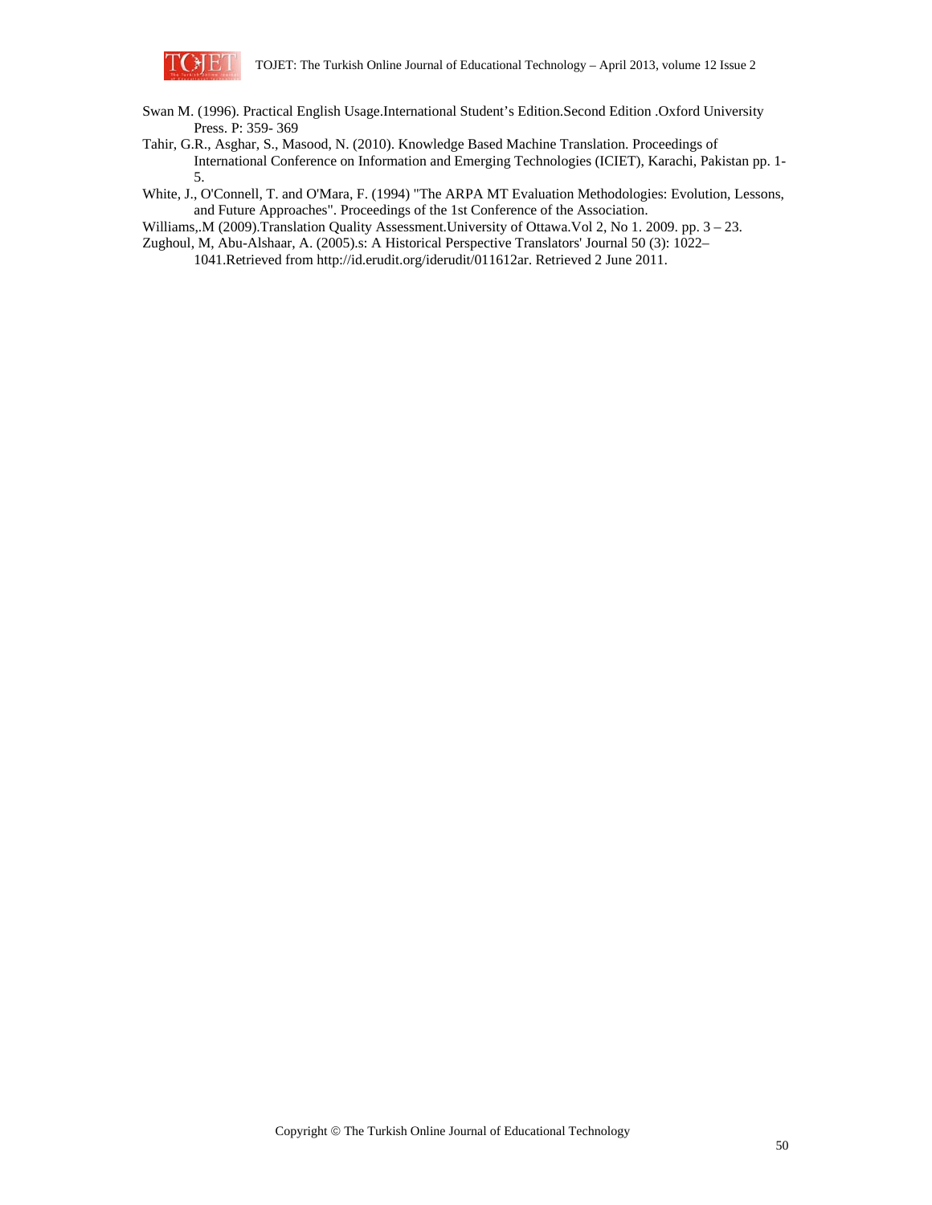Swan M. (1996). Practical English Usage.International Student's Edition.Second Edition .Oxford University Press. P: 359- 369

Tahir, G.R., Asghar, S., Masood, N. (2010). Knowledge Based Machine Translation. Proceedings of International Conference on Information and Emerging Technologies (ICIET), Karachi, Pakistan pp. 1-5.

White, J., O'Connell, T. and O'Mara, F. (1994) "The ARPA MT Evaluation Methodologies: Evolution, Lessons, and Future Approaches". Proceedings of the 1st Conference of the Association.

Williams,.M (2009).Translation Quality Assessment.University of Ottawa.Vol 2, No 1. 2009. pp. 3 – 23.

Zughoul, M, Abu-Alshaar, A. (2005).s: A Historical Perspective Translators' Journal 50 (3): 1022–1041.Retrieved from http://id.erudit.org/iderudit/011612ar. Retrieved 2 June 2011.